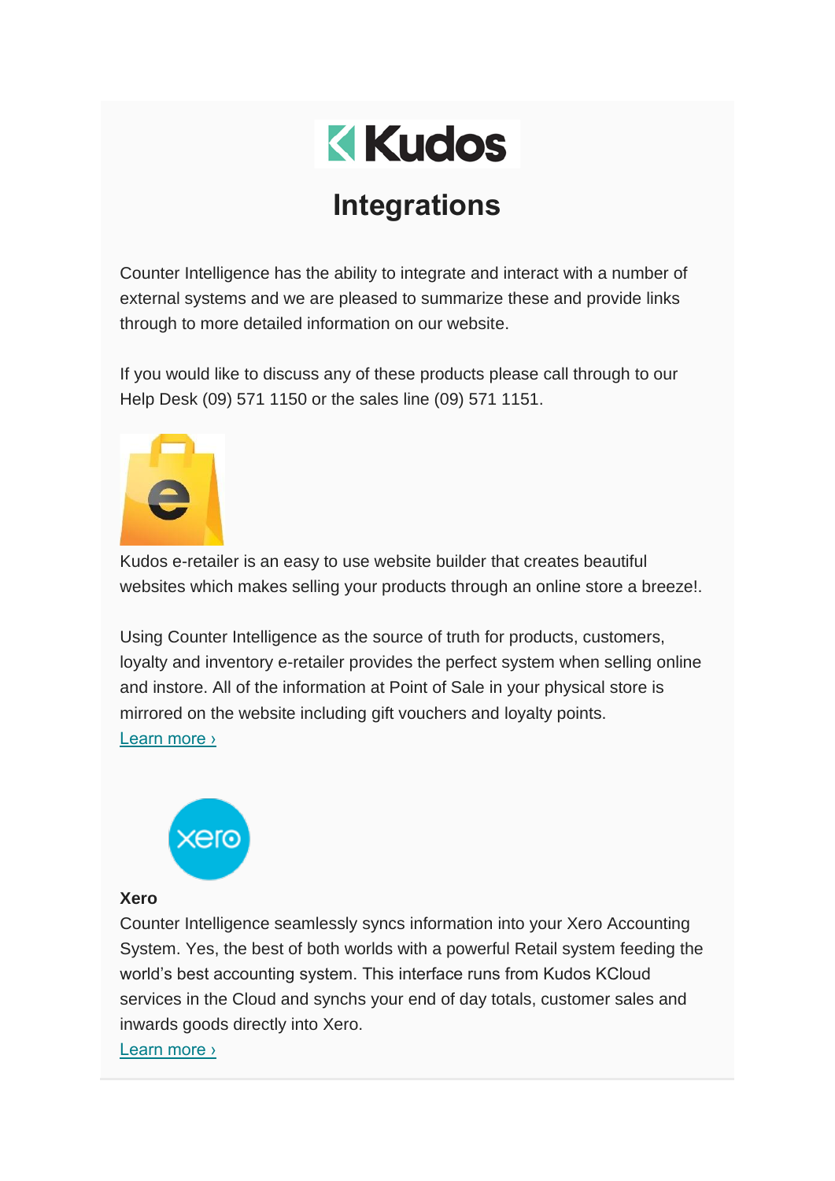# Integrations

Counter Intelligence has the ability to integrate and interact with a number of external systems and we are pleased to summarize these and provide links through to more detailed information on our website.

If you would like to discuss any of these products please call through to our Help Desk (09) 571 1150 or the sales line (09) 571 1151.

Kudos e-retailer is an easy to use website builder that creates beautiful websites which makes selling your products through an online store a breeze!.

Using Counter Intelligence as the source of truth for products, customers, loyalty and inventory e-retailer provides the perfect system when selling online and instore. All of the information at Point of Sale in your physical store is mirrored on the website including gift vouchers and loyalty points.
Learn more ›

**Xero**

Counter Intelligence seamlessly syncs information into your Xero Accounting System. Yes, the best of both worlds with a powerful Retail system feeding the world's best accounting system. This interface runs from Kudos KCloud services in the Cloud and synchs your end of day totals, customer sales and inwards goods directly into Xero.
Learn more ›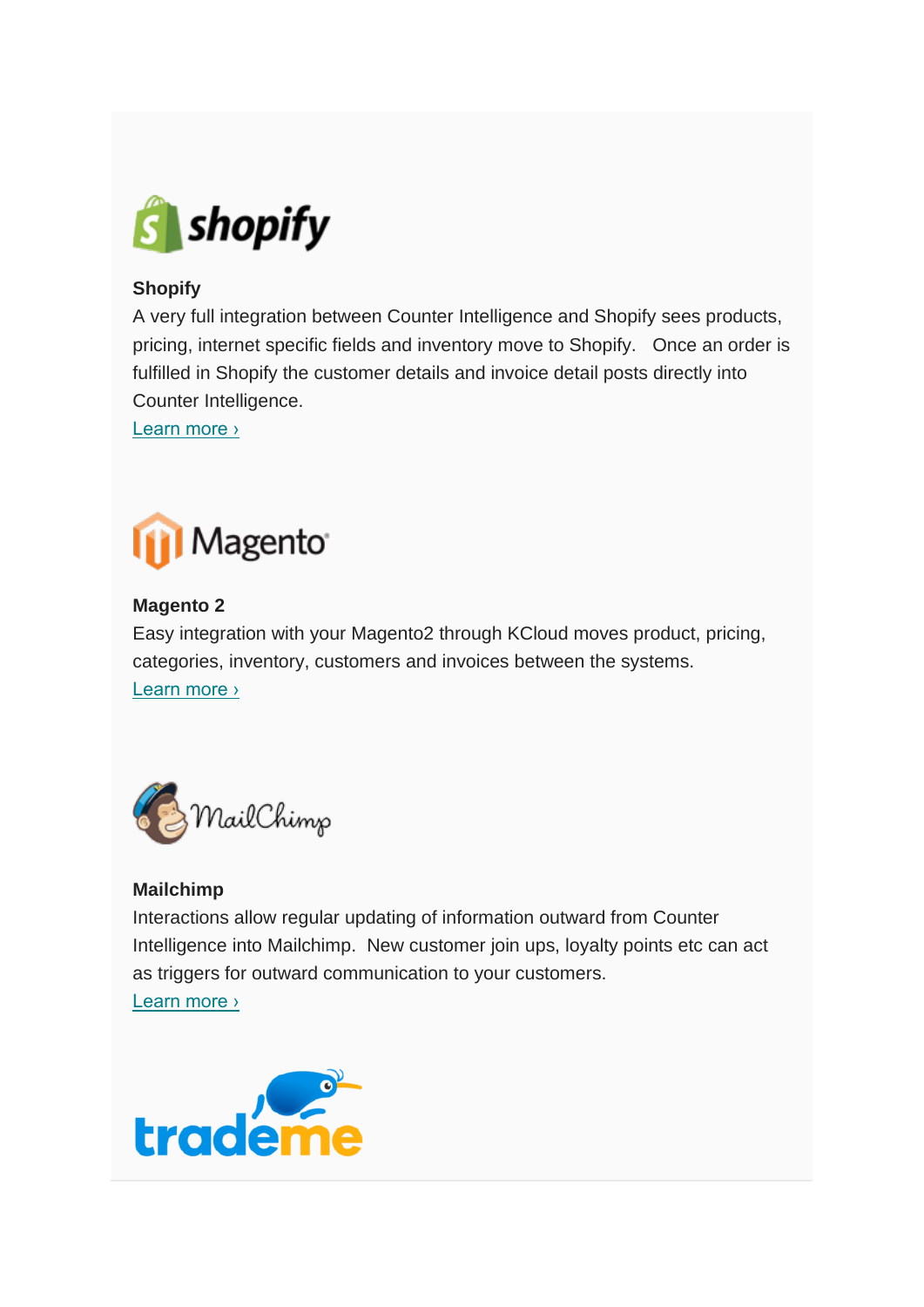**Shopify**

A very full integration between Counter Intelligence and Shopify sees products, pricing, internet specific fields and inventory move to Shopify.   Once an order is fulfilled in Shopify the customer details and invoice detail posts directly into Counter Intelligence.

Learn more ›

**Magento 2**

Easy integration with your Magento2 through KCloud moves product, pricing, categories, inventory, customers and invoices between the systems.

Learn more ›

**Mailchimp**

Interactions allow regular updating of information outward from Counter Intelligence into Mailchimp.  New customer join ups, loyalty points etc can act as triggers for outward communication to your customers.

Learn more ›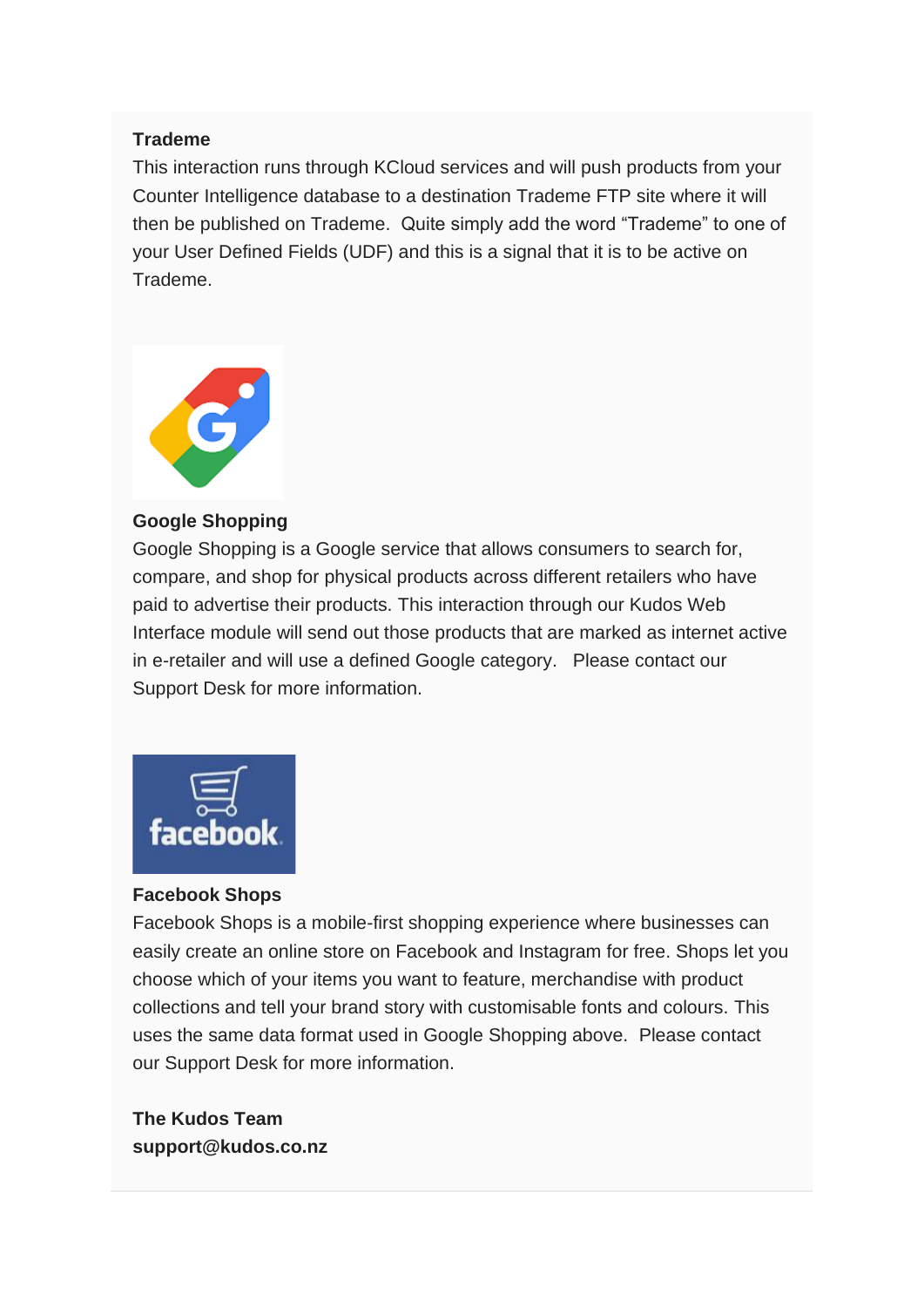**Trademe**

This interaction runs through KCloud services and will push products from your Counter Intelligence database to a destination Trademe FTP site where it will then be published on Trademe. Quite simply add the word “Trademe” to one of your User Defined Fields (UDF) and this is a signal that it is to be active on Trademe.

**Google Shopping**

Google Shopping is a Google service that allows consumers to search for, compare, and shop for physical products across different retailers who have paid to advertise their products. This interaction through our Kudos Web Interface module will send out those products that are marked as internet active in e-retailer and will use a defined Google category. Please contact our Support Desk for more information.

**Facebook Shops**

Facebook Shops is a mobile-first shopping experience where businesses can easily create an online store on Facebook and Instagram for free. Shops let you choose which of your items you want to feature, merchandise with product collections and tell your brand story with customisable fonts and colours. This uses the same data format used in Google Shopping above. Please contact our Support Desk for more information.

**The Kudos Team**
**support@kudos.co.nz**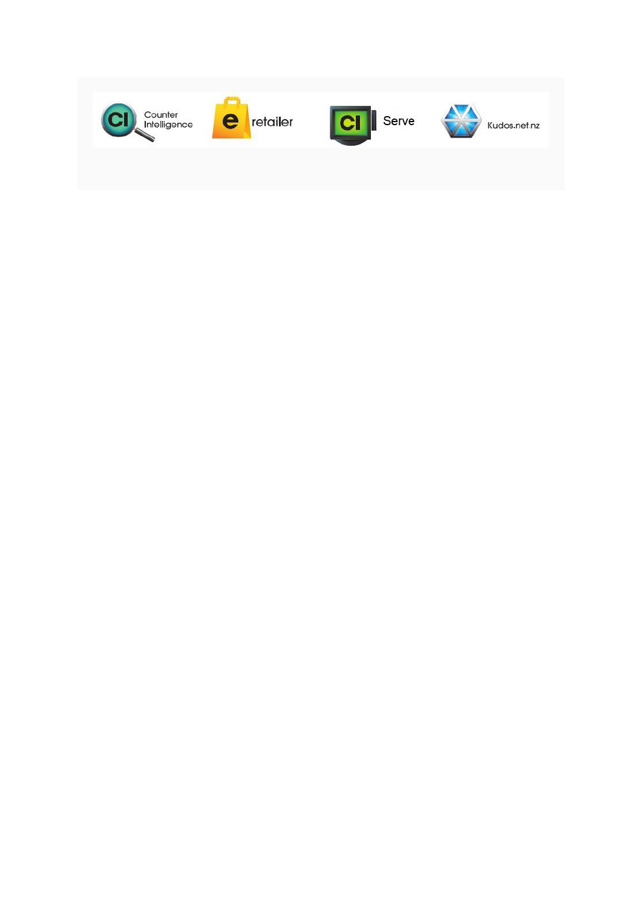Counter Intelligence

retailer

Serve

Kudos.net.nz